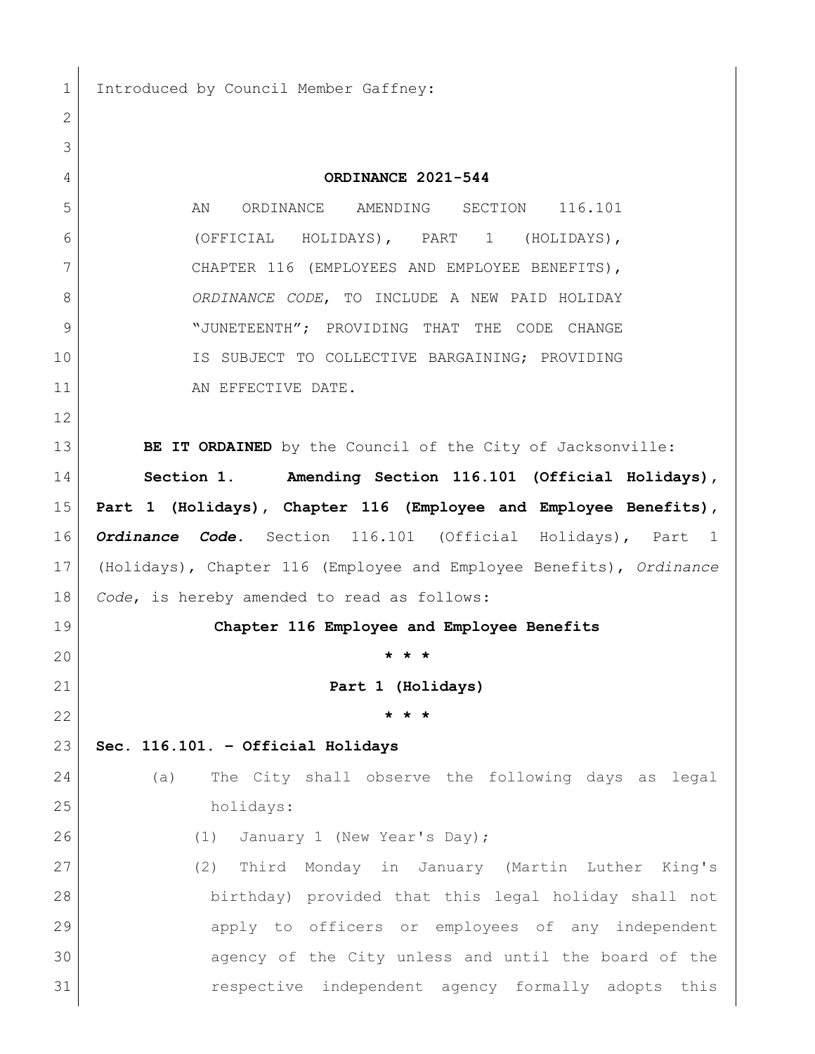Introduced by Council Member Gaffney:

**ORDINANCE 2021-544**

AN ORDINANCE AMENDING SECTION 116.101 (OFFICIAL HOLIDAYS), PART 1 (HOLIDAYS), CHAPTER 116 (EMPLOYEES AND EMPLOYEE BENEFITS), *ORDINANCE CODE*, TO INCLUDE A NEW PAID HOLIDAY "JUNETEENTH"; PROVIDING THAT THE CODE CHANGE IS SUBJECT TO COLLECTIVE BARGAINING; PROVIDING AN EFFECTIVE DATE.

**BE IT ORDAINED** by the Council of the City of Jacksonville:

**Section 1. Amending Section 116.101 (Official Holidays), Part 1 (Holidays), Chapter 116 (Employee and Employee Benefits), *Ordinance Code.*** Section 116.101 (Official Holidays), Part 1 (Holidays), Chapter 116 (Employee and Employee Benefits), *Ordinance Code*, is hereby amended to read as follows:

**Chapter 116 Employee and Employee Benefits**

**\* \* \***

**Part 1 (Holidays)**

**\* \* \***

**Sec. 116.101. – Official Holidays**

(a) The City shall observe the following days as legal holidays:

(1) January 1 (New Year's Day);

(2) Third Monday in January (Martin Luther King's birthday) provided that this legal holiday shall not apply to officers or employees of any independent agency of the City unless and until the board of the respective independent agency formally adopts this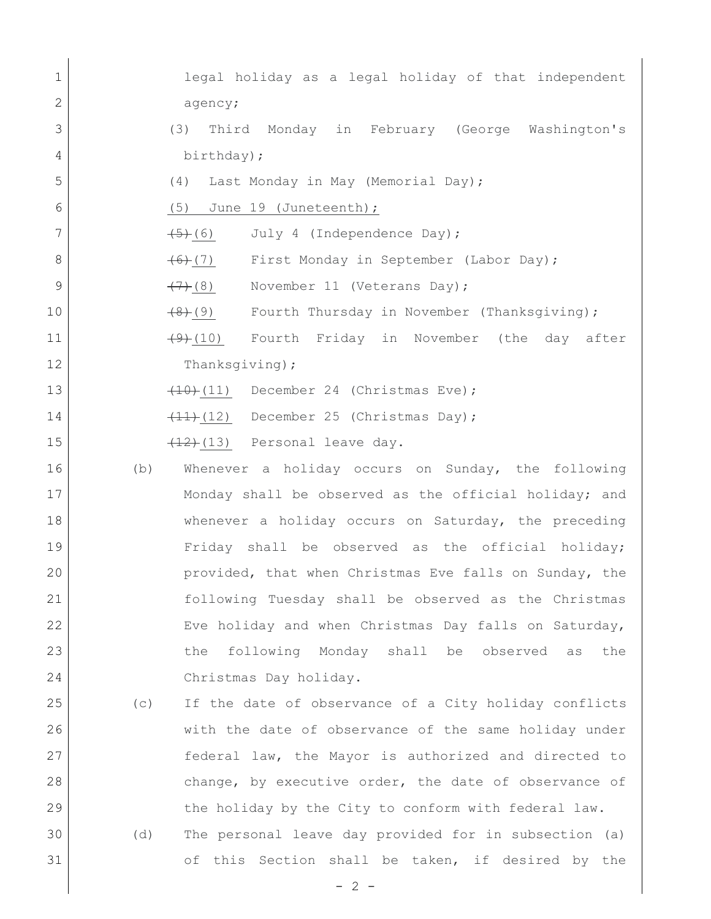legal holiday as a legal holiday of that independent agency;

(3) Third Monday in February (George Washington's birthday);

(4) Last Monday in May (Memorial Day);

<u>(5) June 19 (Juneteenth);</u>

~~(5)~~ <u>(6)</u> July 4 (Independence Day);

~~(6)~~ <u>(7)</u> First Monday in September (Labor Day);

~~(7)~~ <u>(8)</u> November 11 (Veterans Day);

~~(8)~~ <u>(9)</u> Fourth Thursday in November (Thanksgiving);

~~(9)~~ <u>(10)</u> Fourth Friday in November (the day after Thanksgiving);

~~(10)~~ <u>(11)</u> December 24 (Christmas Eve);

~~(11)~~ <u>(12)</u> December 25 (Christmas Day);

~~(12)~~ <u>(13)</u> Personal leave day.

(b) Whenever a holiday occurs on Sunday, the following Monday shall be observed as the official holiday; and whenever a holiday occurs on Saturday, the preceding Friday shall be observed as the official holiday; provided, that when Christmas Eve falls on Sunday, the following Tuesday shall be observed as the Christmas Eve holiday and when Christmas Day falls on Saturday, the following Monday shall be observed as the Christmas Day holiday.

(c) If the date of observance of a City holiday conflicts with the date of observance of the same holiday under federal law, the Mayor is authorized and directed to change, by executive order, the date of observance of the holiday by the City to conform with federal law.

(d) The personal leave day provided for in subsection (a) of this Section shall be taken, if desired by the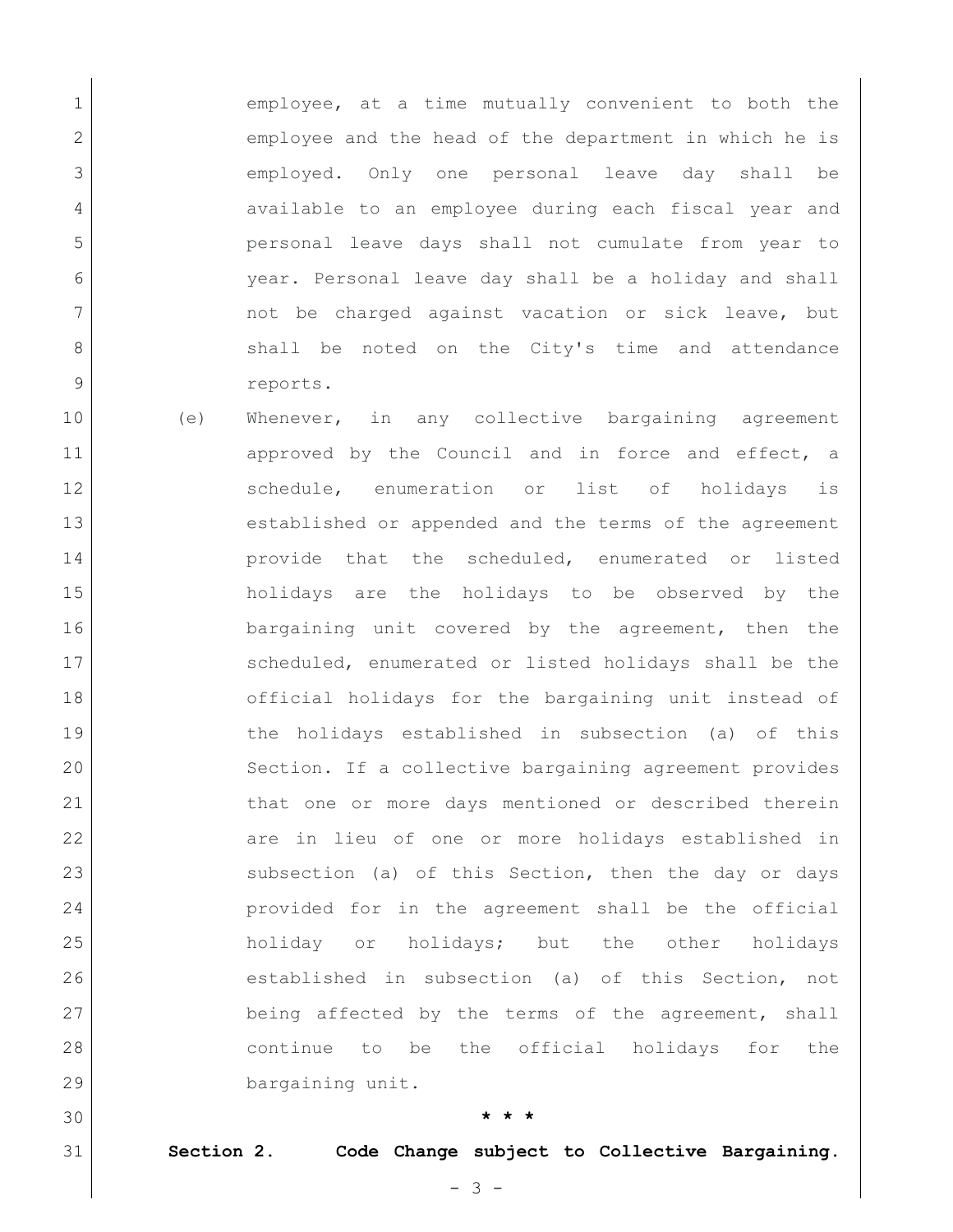employee, at a time mutually convenient to both the employee and the head of the department in which he is employed. Only one personal leave day shall be available to an employee during each fiscal year and personal leave days shall not cumulate from year to year. Personal leave day shall be a holiday and shall not be charged against vacation or sick leave, but shall be noted on the City's time and attendance reports.

(e) Whenever, in any collective bargaining agreement approved by the Council and in force and effect, a schedule, enumeration or list of holidays is established or appended and the terms of the agreement provide that the scheduled, enumerated or listed holidays are the holidays to be observed by the bargaining unit covered by the agreement, then the scheduled, enumerated or listed holidays shall be the official holidays for the bargaining unit instead of the holidays established in subsection (a) of this Section. If a collective bargaining agreement provides that one or more days mentioned or described therein are in lieu of one or more holidays established in subsection (a) of this Section, then the day or days provided for in the agreement shall be the official holiday or holidays; but the other holidays established in subsection (a) of this Section, not being affected by the terms of the agreement, shall continue to be the official holidays for the bargaining unit.

**\* \* \***

**Section 2. Code Change subject to Collective Bargaining.**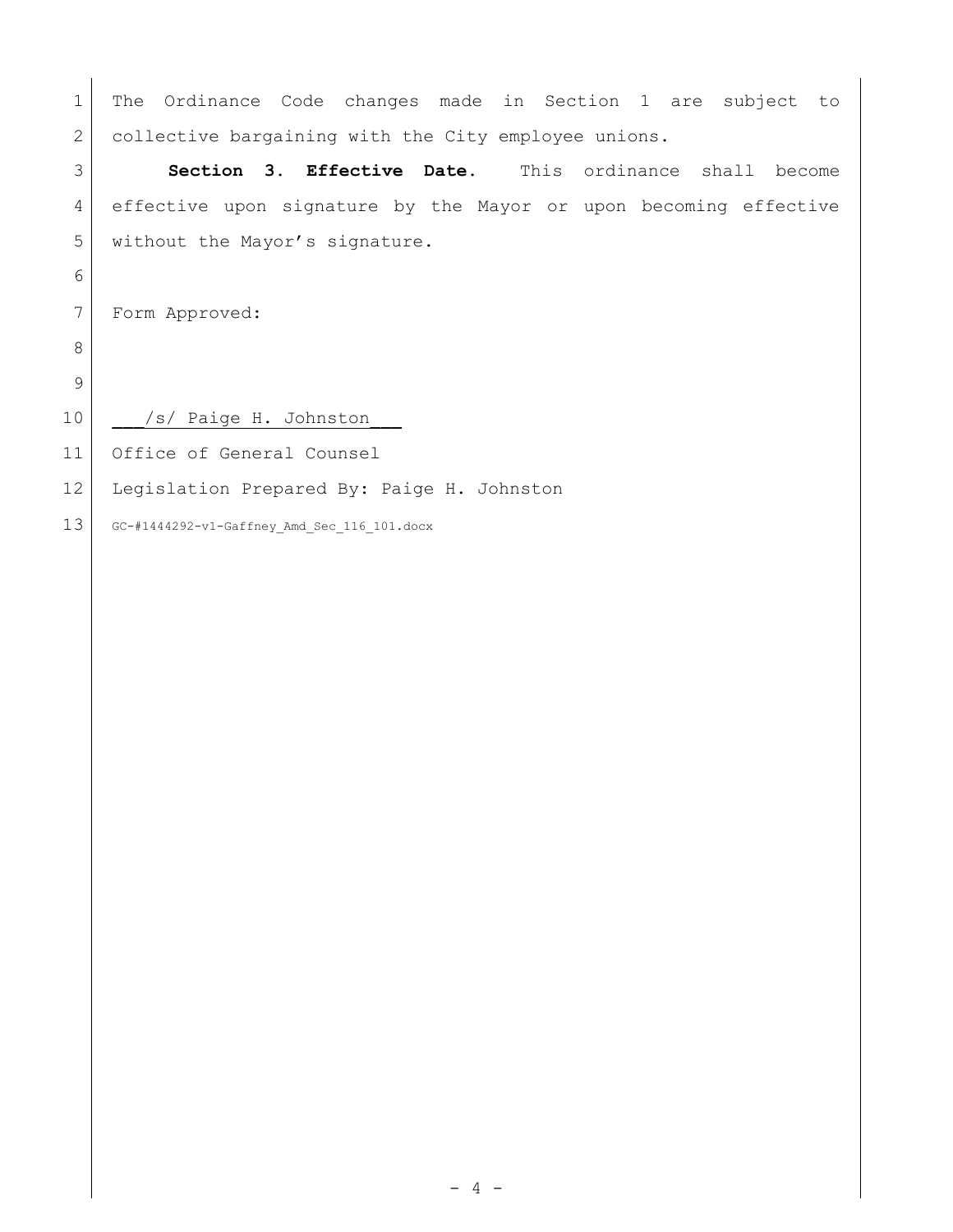The Ordinance Code changes made in Section 1 are subject to collective bargaining with the City employee unions.

**Section 3. Effective Date.** This ordinance shall become effective upon signature by the Mayor or upon becoming effective without the Mayor's signature.

Form Approved:

/s/ Paige H. Johnston

Office of General Counsel

Legislation Prepared By: Paige H. Johnston

GC-#1444292-v1-Gaffney_Amd_Sec_116_101.docx